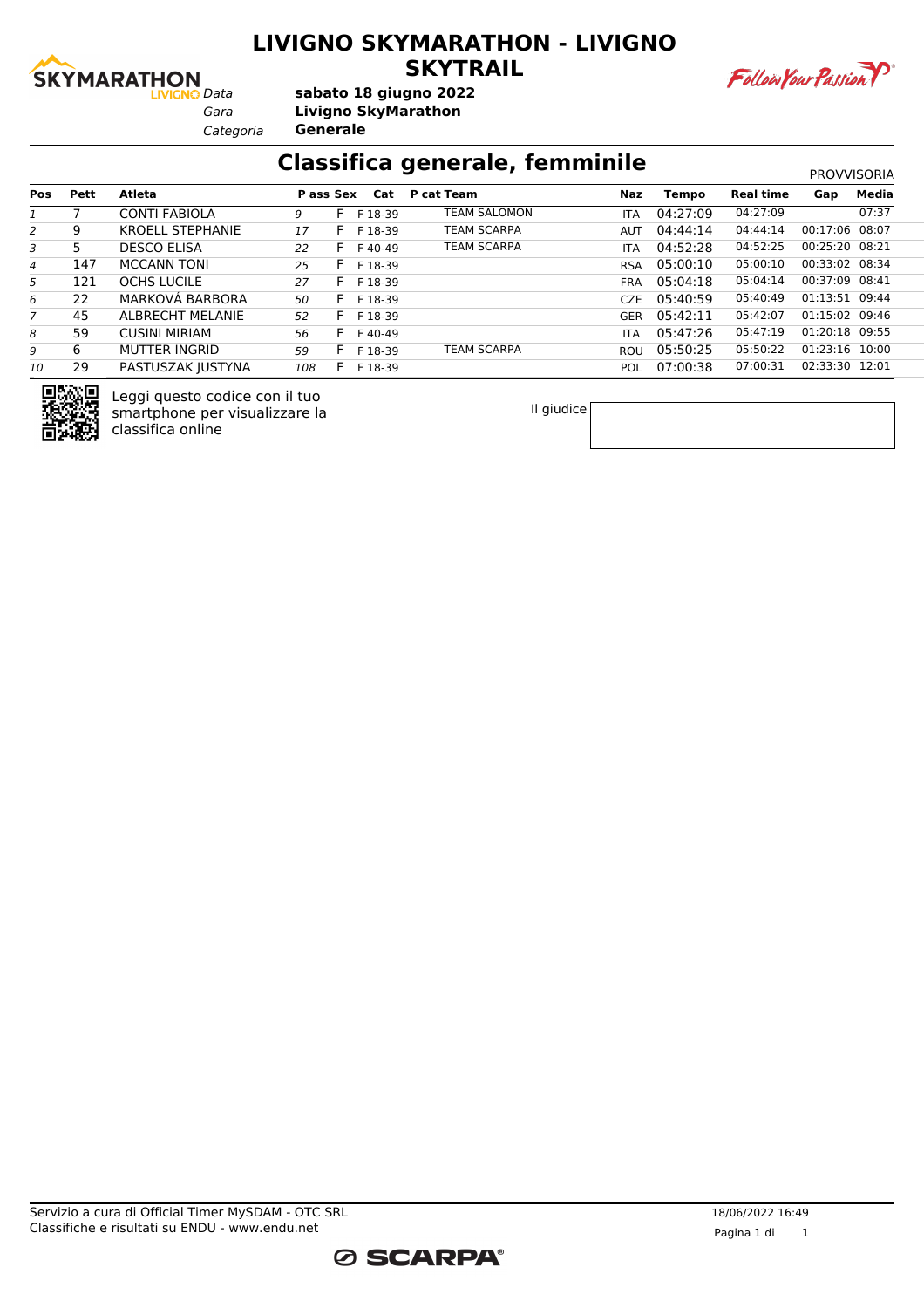# LIVIGNO SKYMARATHON - LIVIGNO SKYTRAIL

*Data* **sabato 18 giugno 2022**
*Gara* **Livigno SkyMarathon**
*Categoria* **Generale**

## Classifica generale, femminile

PROVVISORIA

| Pos | Pett | Atleta | P ass | Sex | Cat | P cat | Team | Naz | Tempo | Real time | Gap | Media |
|---|---|---|---|---|---|---|---|---|---|---|---|---|
| 1 | 7 | CONTI FABIOLA | 9 | F | F 18-39 | | TEAM SALOMON | ITA | 04:27:09 | 04:27:09 | | 07:37 |
| 2 | 9 | KROELL STEPHANIE | 17 | F | F 18-39 | | TEAM SCARPA | AUT | 04:44:14 | 04:44:14 | 00:17:06 | 08:07 |
| 3 | 5 | DESCO ELISA | 22 | F | F 40-49 | | TEAM SCARPA | ITA | 04:52:28 | 04:52:25 | 00:25:20 | 08:21 |
| 4 | 147 | MCCANN TONI | 25 | F | F 18-39 | | | RSA | 05:00:10 | 05:00:10 | 00:33:02 | 08:34 |
| 5 | 121 | OCHS LUCILE | 27 | F | F 18-39 | | | FRA | 05:04:18 | 05:04:14 | 00:37:09 | 08:41 |
| 6 | 22 | MARKOVÁ BARBORA | 50 | F | F 18-39 | | | CZE | 05:40:59 | 05:40:49 | 01:13:51 | 09:44 |
| 7 | 45 | ALBRECHT MELANIE | 52 | F | F 18-39 | | | GER | 05:42:11 | 05:42:07 | 01:15:02 | 09:46 |
| 8 | 59 | CUSINI MIRIAM | 56 | F | F 40-49 | | | ITA | 05:47:26 | 05:47:19 | 01:20:18 | 09:55 |
| 9 | 6 | MUTTER INGRID | 59 | F | F 18-39 | | TEAM SCARPA | ROU | 05:50:25 | 05:50:22 | 01:23:16 | 10:00 |
| 10 | 29 | PASTUSZAK JUSTYNA | 108 | F | F 18-39 | | | POL | 07:00:38 | 07:00:31 | 02:33:30 | 12:01 |

Leggi questo codice con il tuo smartphone per visualizzare la classifica online

Il giudice

Servizio a cura di Official Timer MySDAM - OTC SRL
Classifiche e risultati su ENDU - www.endu.net

18/06/2022 16:49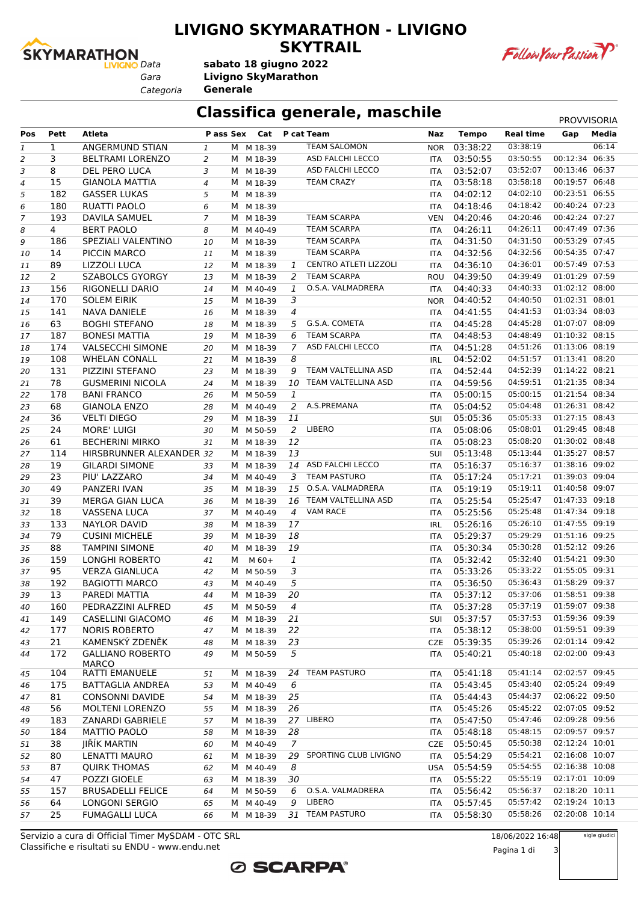# LIVIGNO SKYMARATHON - LIVIGNO SKYTRAIL

Data **sabato 18 giugno 2022**
Gara **Livigno SkyMarathon**
Categoria **Generale**

## Classifica generale, maschile

PROVVISORIA

| Pos | Pett | Atleta | P ass | Sex | Cat | P cat | Team | Naz | Tempo | Real time | Gap | Media |
|---|---|---|---|---|---|---|---|---|---|---|---|---|
| 1 | 1 | ANGERMUND STIAN | 1 | M | M 18-39 | | TEAM SALOMON | NOR | 03:38:22 | 03:38:19 | | 06:14 |
| 2 | 3 | BELTRAMI LORENZO | 2 | M | M 18-39 | | ASD FALCHI LECCO | ITA | 03:50:55 | 03:50:55 | 00:12:34 | 06:35 |
| 3 | 8 | DEL PERO LUCA | 3 | M | M 18-39 | | ASD FALCHI LECCO | ITA | 03:52:07 | 03:52:07 | 00:13:46 | 06:37 |
| 4 | 15 | GIANOLA MATTIA | 4 | M | M 18-39 | | TEAM CRAZY | ITA | 03:58:18 | 03:58:18 | 00:19:57 | 06:48 |
| 5 | 182 | GASSER LUKAS | 5 | M | M 18-39 | | | ITA | 04:02:12 | 04:02:10 | 00:23:51 | 06:55 |
| 6 | 180 | RUATTI PAOLO | 6 | M | M 18-39 | | | ITA | 04:18:46 | 04:18:42 | 00:40:24 | 07:23 |
| 7 | 193 | DAVILA SAMUEL | 7 | M | M 18-39 | | TEAM SCARPA | VEN | 04:20:46 | 04:20:46 | 00:42:24 | 07:27 |
| 8 | 4 | BERT PAOLO | 8 | M | M 40-49 | | TEAM SCARPA | ITA | 04:26:11 | 04:26:11 | 00:47:49 | 07:36 |
| 9 | 186 | SPEZIALI VALENTINO | 10 | M | M 18-39 | | TEAM SCARPA | ITA | 04:31:50 | 04:31:50 | 00:53:29 | 07:45 |
| 10 | 14 | PICCIN MARCO | 11 | M | M 18-39 | | TEAM SCARPA | ITA | 04:32:56 | 04:32:56 | 00:54:35 | 07:47 |
| 11 | 89 | LIZZOLI LUCA | 12 | M | M 18-39 | 1 | CENTRO ATLETI LIZZOLI | ITA | 04:36:10 | 04:36:01 | 00:57:49 | 07:53 |
| 12 | 2 | SZABOLCS GYORGY | 13 | M | M 18-39 | 2 | TEAM SCARPA | ROU | 04:39:50 | 04:39:49 | 01:01:29 | 07:59 |
| 13 | 156 | RIGONELLI DARIO | 14 | M | M 40-49 | 1 | O.S.A. VALMADRERA | ITA | 04:40:33 | 04:40:33 | 01:02:12 | 08:00 |
| 14 | 170 | SOLEM EIRIK | 15 | M | M 18-39 | 3 | | NOR | 04:40:52 | 04:40:50 | 01:02:31 | 08:01 |
| 15 | 141 | NAVA DANIELE | 16 | M | M 18-39 | 4 | | ITA | 04:41:55 | 04:41:53 | 01:03:34 | 08:03 |
| 16 | 63 | BOGHI STEFANO | 18 | M | M 18-39 | 5 | G.S.A. COMETA | ITA | 04:45:28 | 04:45:28 | 01:07:07 | 08:09 |
| 17 | 187 | BONESI MATTIA | 19 | M | M 18-39 | 6 | TEAM SCARPA | ITA | 04:48:53 | 04:48:49 | 01:10:32 | 08:15 |
| 18 | 174 | VALSECCHI SIMONE | 20 | M | M 18-39 | 7 | ASD FALCHI LECCO | ITA | 04:51:28 | 04:51:26 | 01:13:06 | 08:19 |
| 19 | 108 | WHELAN CONALL | 21 | M | M 18-39 | 8 | | IRL | 04:52:02 | 04:51:57 | 01:13:41 | 08:20 |
| 20 | 131 | PIZZINI STEFANO | 23 | M | M 18-39 | 9 | TEAM VALTELLINA ASD | ITA | 04:52:44 | 04:52:39 | 01:14:22 | 08:21 |
| 21 | 78 | GUSMERINI NICOLA | 24 | M | M 18-39 | 10 | TEAM VALTELLINA ASD | ITA | 04:59:56 | 04:59:51 | 01:21:35 | 08:34 |
| 22 | 178 | BANI FRANCO | 26 | M | M 50-59 | 1 | | ITA | 05:00:15 | 05:00:15 | 01:21:54 | 08:34 |
| 23 | 68 | GIANOLA ENZO | 28 | M | M 40-49 | 2 | A.S.PREMANA | ITA | 05:04:52 | 05:04:48 | 01:26:31 | 08:42 |
| 24 | 36 | VELTI DIEGO | 29 | M | M 18-39 | 11 | | SUI | 05:05:36 | 05:05:33 | 01:27:15 | 08:43 |
| 25 | 24 | MORE' LUIGI | 30 | M | M 50-59 | 2 | LIBERO | ITA | 05:08:06 | 05:08:01 | 01:29:45 | 08:48 |
| 26 | 61 | BECHERINI MIRKO | 31 | M | M 18-39 | 12 | | ITA | 05:08:23 | 05:08:20 | 01:30:02 | 08:48 |
| 27 | 114 | HIRSBRUNNER ALEXANDER | 32 | M | M 18-39 | 13 | | SUI | 05:13:48 | 05:13:44 | 01:35:27 | 08:57 |
| 28 | 19 | GILARDI SIMONE | 33 | M | M 18-39 | 14 | ASD FALCHI LECCO | ITA | 05:16:37 | 05:16:37 | 01:38:16 | 09:02 |
| 29 | 23 | PIU' LAZZARO | 34 | M | M 40-49 | 3 | TEAM PASTURO | ITA | 05:17:24 | 05:17:21 | 01:39:03 | 09:04 |
| 30 | 49 | PANZERI IVAN | 35 | M | M 18-39 | 15 | O.S.A. VALMADRERA | ITA | 05:19:19 | 05:19:11 | 01:40:58 | 09:07 |
| 31 | 39 | MERGA GIAN LUCA | 36 | M | M 18-39 | 16 | TEAM VALTELLINA ASD | ITA | 05:25:54 | 05:25:47 | 01:47:33 | 09:18 |
| 32 | 18 | VASSENA LUCA | 37 | M | M 40-49 | 4 | VAM RACE | ITA | 05:25:56 | 05:25:48 | 01:47:34 | 09:18 |
| 33 | 133 | NAYLOR DAVID | 38 | M | M 18-39 | 17 | | IRL | 05:26:16 | 05:26:10 | 01:47:55 | 09:19 |
| 34 | 79 | CUSINI MICHELE | 39 | M | M 18-39 | 18 | | ITA | 05:29:37 | 05:29:29 | 01:51:16 | 09:25 |
| 35 | 88 | TAMPINI SIMONE | 40 | M | M 18-39 | 19 | | ITA | 05:30:34 | 05:30:28 | 01:52:12 | 09:26 |
| 36 | 159 | LONGHI ROBERTO | 41 | M | M 60+ | 1 | | ITA | 05:32:42 | 05:32:40 | 01:54:21 | 09:30 |
| 37 | 95 | VERZA GIANLUCA | 42 | M | M 50-59 | 3 | | ITA | 05:33:26 | 05:33:22 | 01:55:05 | 09:31 |
| 38 | 192 | BAGIOTTI MARCO | 43 | M | M 40-49 | 5 | | ITA | 05:36:50 | 05:36:43 | 01:58:29 | 09:37 |
| 39 | 13 | PAREDI MATTIA | 44 | M | M 18-39 | 20 | | ITA | 05:37:12 | 05:37:06 | 01:58:51 | 09:38 |
| 40 | 160 | PEDRAZZINI ALFRED | 45 | M | M 50-59 | 4 | | ITA | 05:37:28 | 05:37:19 | 01:59:07 | 09:38 |
| 41 | 149 | CASELLINI GIACOMO | 46 | M | M 18-39 | 21 | | SUI | 05:37:57 | 05:37:53 | 01:59:36 | 09:39 |
| 42 | 177 | NORIS ROBERTO | 47 | M | M 18-39 | 22 | | ITA | 05:38:12 | 05:38:00 | 01:59:51 | 09:39 |
| 43 | 21 | KAMENSKÝ ZDENĚK | 48 | M | M 18-39 | 23 | | CZE | 05:39:35 | 05:39:26 | 02:01:14 | 09:42 |
| 44 | 172 | GALLIANO ROBERTO MARCO | 49 | M | M 50-59 | 5 | | ITA | 05:40:21 | 05:40:18 | 02:02:00 | 09:43 |
| 45 | 104 | RATTI EMANUELE | 51 | M | M 18-39 | 24 | TEAM PASTURO | ITA | 05:41:18 | 05:41:14 | 02:02:57 | 09:45 |
| 46 | 175 | BATTAGLIA ANDREA | 53 | M | M 40-49 | 6 | | ITA | 05:43:45 | 05:43:40 | 02:05:24 | 09:49 |
| 47 | 81 | CONSONNI DAVIDE | 54 | M | M 18-39 | 25 | | ITA | 05:44:43 | 05:44:37 | 02:06:22 | 09:50 |
| 48 | 56 | MOLTENI LORENZO | 55 | M | M 18-39 | 26 | | ITA | 05:45:26 | 05:45:22 | 02:07:05 | 09:52 |
| 49 | 183 | ZANARDI GABRIELE | 57 | M | M 18-39 | 27 | LIBERO | ITA | 05:47:50 | 05:47:46 | 02:09:28 | 09:56 |
| 50 | 184 | MATTIO PAOLO | 58 | M | M 18-39 | 28 | | ITA | 05:48:18 | 05:48:15 | 02:09:57 | 09:57 |
| 51 | 38 | JIŘÍK MARTIN | 60 | M | M 40-49 | 7 | | CZE | 05:50:45 | 05:50:38 | 02:12:24 | 10:01 |
| 52 | 80 | LENATTI MAURO | 61 | M | M 18-39 | 29 | SPORTING CLUB LIVIGNO | ITA | 05:54:29 | 05:54:21 | 02:16:08 | 10:07 |
| 53 | 87 | QUIRK THOMAS | 62 | M | M 40-49 | 8 | | USA | 05:54:59 | 05:54:55 | 02:16:38 | 10:08 |
| 54 | 47 | POZZI GIOELE | 63 | M | M 18-39 | 30 | | ITA | 05:55:22 | 05:55:19 | 02:17:01 | 10:09 |
| 55 | 157 | BRUSADELLI FELICE | 64 | M | M 50-59 | 6 | O.S.A. VALMADRERA | ITA | 05:56:42 | 05:56:37 | 02:18:20 | 10:11 |
| 56 | 64 | LONGONI SERGIO | 65 | M | M 40-49 | 9 | LIBERO | ITA | 05:57:45 | 05:57:42 | 02:19:24 | 10:13 |
| 57 | 25 | FUMAGALLI LUCA | 66 | M | M 18-39 | 31 | TEAM PASTURO | ITA | 05:58:30 | 05:58:26 | 02:20:08 | 10:14 |

Servizio a cura di Official Timer MySDAM - OTC SRL
Classifiche e risultati su ENDU - www.endu.net

18/06/2022 16:48

sigle giudici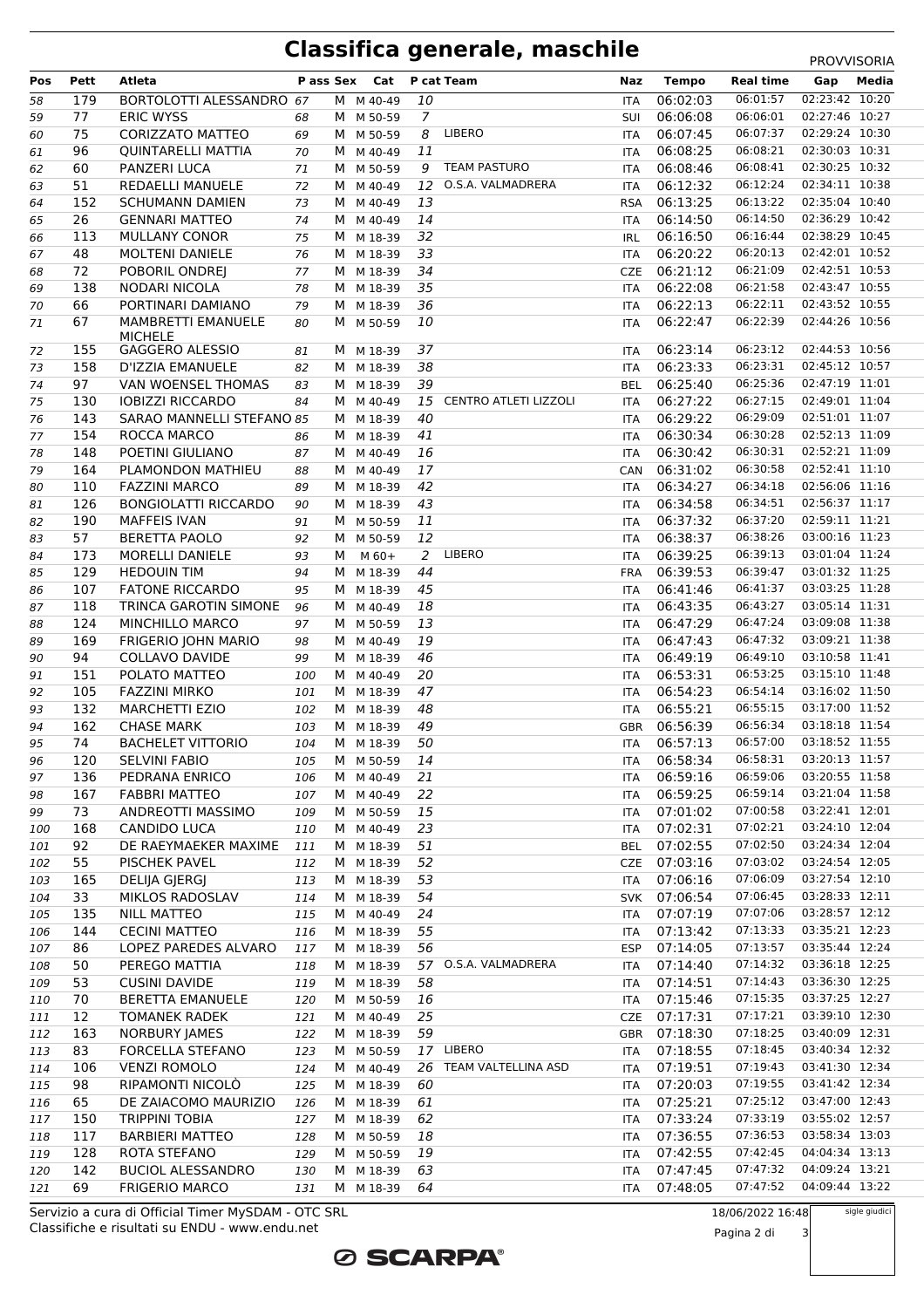# Classifica generale, maschile

PROVVISORIA

| Pos | Pett | Atleta | P ass | Sex | Cat | P cat | Team | Naz | Tempo | Real time | Gap | Media |
|---|---|---|---|---|---|---|---|---|---|---|---|---|
| 58 | 179 | BORTOLOTTI ALESSANDRO | 67 | M | M 40-49 | 10 | | ITA | 06:02:03 | 06:01:57 | 02:23:42 | 10:20 |
| 59 | 77 | ERIC WYSS | 68 | M | M 50-59 | 7 | | SUI | 06:06:08 | 06:06:01 | 02:27:46 | 10:27 |
| 60 | 75 | CORIZZATO MATTEO | 69 | M | M 50-59 | 8 | LIBERO | ITA | 06:07:45 | 06:07:37 | 02:29:24 | 10:30 |
| 61 | 96 | QUINTARELLI MATTIA | 70 | M | M 40-49 | 11 | | ITA | 06:08:25 | 06:08:21 | 02:30:03 | 10:31 |
| 62 | 60 | PANZERI LUCA | 71 | M | M 50-59 | 9 | TEAM PASTURO | ITA | 06:08:46 | 06:08:41 | 02:30:25 | 10:32 |
| 63 | 51 | REDAELLI MANUELE | 72 | M | M 40-49 | 12 | O.S.A. VALMADRERA | ITA | 06:12:32 | 06:12:24 | 02:34:11 | 10:38 |
| 64 | 152 | SCHUMANN DAMIEN | 73 | M | M 40-49 | 13 | | RSA | 06:13:25 | 06:13:22 | 02:35:04 | 10:40 |
| 65 | 26 | GENNARI MATTEO | 74 | M | M 40-49 | 14 | | ITA | 06:14:50 | 06:14:50 | 02:36:29 | 10:42 |
| 66 | 113 | MULLANY CONOR | 75 | M | M 18-39 | 32 | | IRL | 06:16:50 | 06:16:44 | 02:38:29 | 10:45 |
| 67 | 48 | MOLTENI DANIELE | 76 | M | M 18-39 | 33 | | ITA | 06:20:22 | 06:20:13 | 02:42:01 | 10:52 |
| 68 | 72 | POBORIL ONDREJ | 77 | M | M 18-39 | 34 | | CZE | 06:21:12 | 06:21:09 | 02:42:51 | 10:53 |
| 69 | 138 | NODARI NICOLA | 78 | M | M 18-39 | 35 | | ITA | 06:22:08 | 06:21:58 | 02:43:47 | 10:55 |
| 70 | 66 | PORTINARI DAMIANO | 79 | M | M 18-39 | 36 | | ITA | 06:22:13 | 06:22:11 | 02:43:52 | 10:55 |
| 71 | 67 | MAMBRETTI EMANUELE MICHELE | 80 | M | M 50-59 | 10 | | ITA | 06:22:47 | 06:22:39 | 02:44:26 | 10:56 |
| 72 | 155 | GAGGERO ALESSIO | 81 | M | M 18-39 | 37 | | ITA | 06:23:14 | 06:23:12 | 02:44:53 | 10:56 |
| 73 | 158 | D'IZZIA EMANUELE | 82 | M | M 18-39 | 38 | | ITA | 06:23:33 | 06:23:31 | 02:45:12 | 10:57 |
| 74 | 97 | VAN WOENSEL THOMAS | 83 | M | M 18-39 | 39 | | BEL | 06:25:40 | 06:25:36 | 02:47:19 | 11:01 |
| 75 | 130 | IOBIZZI RICCARDO | 84 | M | M 40-49 | 15 | CENTRO ATLETI LIZZOLI | ITA | 06:27:22 | 06:27:15 | 02:49:01 | 11:04 |
| 76 | 143 | SARAO MANNELLI STEFANO | 85 | M | M 18-39 | 40 | | ITA | 06:29:22 | 06:29:09 | 02:51:01 | 11:07 |
| 77 | 154 | ROCCA MARCO | 86 | M | M 18-39 | 41 | | ITA | 06:30:34 | 06:30:28 | 02:52:13 | 11:09 |
| 78 | 148 | POETINI GIULIANO | 87 | M | M 40-49 | 16 | | ITA | 06:30:42 | 06:30:31 | 02:52:21 | 11:09 |
| 79 | 164 | PLAMONDON MATHIEU | 88 | M | M 40-49 | 17 | | CAN | 06:31:02 | 06:30:58 | 02:52:41 | 11:10 |
| 80 | 110 | FAZZINI MARCO | 89 | M | M 18-39 | 42 | | ITA | 06:34:27 | 06:34:18 | 02:56:06 | 11:16 |
| 81 | 126 | BONGIOLATTI RICCARDO | 90 | M | M 18-39 | 43 | | ITA | 06:34:58 | 06:34:51 | 02:56:37 | 11:17 |
| 82 | 190 | MAFFEIS IVAN | 91 | M | M 50-59 | 11 | | ITA | 06:37:32 | 06:37:20 | 02:59:11 | 11:21 |
| 83 | 57 | BERETTA PAOLO | 92 | M | M 50-59 | 12 | | ITA | 06:38:37 | 06:38:26 | 03:00:16 | 11:23 |
| 84 | 173 | MORELLI DANIELE | 93 | M | M 60+ | 2 | LIBERO | ITA | 06:39:25 | 06:39:13 | 03:01:04 | 11:24 |
| 85 | 129 | HEDOUIN TIM | 94 | M | M 18-39 | 44 | | FRA | 06:39:53 | 06:39:47 | 03:01:32 | 11:25 |
| 86 | 107 | FATONE RICCARDO | 95 | M | M 18-39 | 45 | | ITA | 06:41:46 | 06:41:37 | 03:03:25 | 11:28 |
| 87 | 118 | TRINCA GAROTIN SIMONE | 96 | M | M 40-49 | 18 | | ITA | 06:43:35 | 06:43:27 | 03:05:14 | 11:31 |
| 88 | 124 | MINCHILLO MARCO | 97 | M | M 50-59 | 13 | | ITA | 06:47:29 | 06:47:24 | 03:09:08 | 11:38 |
| 89 | 169 | FRIGERIO JOHN MARIO | 98 | M | M 40-49 | 19 | | ITA | 06:47:43 | 06:47:32 | 03:09:21 | 11:38 |
| 90 | 94 | COLLAVO DAVIDE | 99 | M | M 18-39 | 46 | | ITA | 06:49:19 | 06:49:10 | 03:10:58 | 11:41 |
| 91 | 151 | POLATO MATTEO | 100 | M | M 40-49 | 20 | | ITA | 06:53:31 | 06:53:25 | 03:15:10 | 11:48 |
| 92 | 105 | FAZZINI MIRKO | 101 | M | M 18-39 | 47 | | ITA | 06:54:23 | 06:54:14 | 03:16:02 | 11:50 |
| 93 | 132 | MARCHETTI EZIO | 102 | M | M 18-39 | 48 | | ITA | 06:55:21 | 06:55:15 | 03:17:00 | 11:52 |
| 94 | 162 | CHASE MARK | 103 | M | M 18-39 | 49 | | GBR | 06:56:39 | 06:56:34 | 03:18:18 | 11:54 |
| 95 | 74 | BACHELET VITTORIO | 104 | M | M 18-39 | 50 | | ITA | 06:57:13 | 06:57:00 | 03:18:52 | 11:55 |
| 96 | 120 | SELVINI FABIO | 105 | M | M 50-59 | 14 | | ITA | 06:58:34 | 06:58:31 | 03:20:13 | 11:57 |
| 97 | 136 | PEDRANA ENRICO | 106 | M | M 40-49 | 21 | | ITA | 06:59:16 | 06:59:06 | 03:20:55 | 11:58 |
| 98 | 167 | FABBRI MATTEO | 107 | M | M 40-49 | 22 | | ITA | 06:59:25 | 06:59:14 | 03:21:04 | 11:58 |
| 99 | 73 | ANDREOTTI MASSIMO | 109 | M | M 50-59 | 15 | | ITA | 07:01:02 | 07:00:58 | 03:22:41 | 12:01 |
| 100 | 168 | CANDIDO LUCA | 110 | M | M 40-49 | 23 | | ITA | 07:02:31 | 07:02:21 | 03:24:10 | 12:04 |
| 101 | 92 | DE RAEYMAEKER MAXIME | 111 | M | M 18-39 | 51 | | BEL | 07:02:55 | 07:02:50 | 03:24:34 | 12:04 |
| 102 | 55 | PISCHEK PAVEL | 112 | M | M 18-39 | 52 | | CZE | 07:03:16 | 07:03:02 | 03:24:54 | 12:05 |
| 103 | 165 | DELIJA GJERGJ | 113 | M | M 18-39 | 53 | | ITA | 07:06:16 | 07:06:09 | 03:27:54 | 12:10 |
| 104 | 33 | MIKLOS RADOSLAV | 114 | M | M 18-39 | 54 | | SVK | 07:06:54 | 07:06:45 | 03:28:33 | 12:11 |
| 105 | 135 | NILL MATTEO | 115 | M | M 40-49 | 24 | | ITA | 07:07:19 | 07:07:06 | 03:28:57 | 12:12 |
| 106 | 144 | CECINI MATTEO | 116 | M | M 18-39 | 55 | | ITA | 07:13:42 | 07:13:33 | 03:35:21 | 12:23 |
| 107 | 86 | LOPEZ PAREDES ALVARO | 117 | M | M 18-39 | 56 | | ESP | 07:14:05 | 07:13:57 | 03:35:44 | 12:24 |
| 108 | 50 | PEREGO MATTIA | 118 | M | M 18-39 | 57 | O.S.A. VALMADRERA | ITA | 07:14:40 | 07:14:32 | 03:36:18 | 12:25 |
| 109 | 53 | CUSINI DAVIDE | 119 | M | M 18-39 | 58 | | ITA | 07:14:51 | 07:14:43 | 03:36:30 | 12:25 |
| 110 | 70 | BERETTA EMANUELE | 120 | M | M 50-59 | 16 | | ITA | 07:15:46 | 07:15:35 | 03:37:25 | 12:27 |
| 111 | 12 | TOMANEK RADEK | 121 | M | M 40-49 | 25 | | CZE | 07:17:31 | 07:17:21 | 03:39:10 | 12:30 |
| 112 | 163 | NORBURY JAMES | 122 | M | M 18-39 | 59 | | GBR | 07:18:30 | 07:18:25 | 03:40:09 | 12:31 |
| 113 | 83 | FORCELLA STEFANO | 123 | M | M 50-59 | 17 | LIBERO | ITA | 07:18:55 | 07:18:45 | 03:40:34 | 12:32 |
| 114 | 106 | VENZI ROMOLO | 124 | M | M 40-49 | 26 | TEAM VALTELLINA ASD | ITA | 07:19:51 | 07:19:43 | 03:41:30 | 12:34 |
| 115 | 98 | RIPAMONTI NICOLÒ | 125 | M | M 18-39 | 60 | | ITA | 07:20:03 | 07:19:55 | 03:41:42 | 12:34 |
| 116 | 65 | DE ZAIACOMO MAURIZIO | 126 | M | M 18-39 | 61 | | ITA | 07:25:21 | 07:25:12 | 03:47:00 | 12:43 |
| 117 | 150 | TRIPPINI TOBIA | 127 | M | M 18-39 | 62 | | ITA | 07:33:24 | 07:33:19 | 03:55:02 | 12:57 |
| 118 | 117 | BARBIERI MATTEO | 128 | M | M 50-59 | 18 | | ITA | 07:36:55 | 07:36:53 | 03:58:34 | 13:03 |
| 119 | 128 | ROTA STEFANO | 129 | M | M 50-59 | 19 | | ITA | 07:42:55 | 07:42:45 | 04:04:34 | 13:13 |
| 120 | 142 | BUCIOL ALESSANDRO | 130 | M | M 18-39 | 63 | | ITA | 07:47:45 | 07:47:32 | 04:09:24 | 13:21 |
| 121 | 69 | FRIGERIO MARCO | 131 | M | M 18-39 | 64 | | ITA | 07:48:05 | 07:47:52 | 04:09:44 | 13:22 |

Servizio a cura di Official Timer MySDAM - OTC SRL
Classifiche e risultati su ENDU - www.endu.net

18/06/2022 16:48

sigle giudici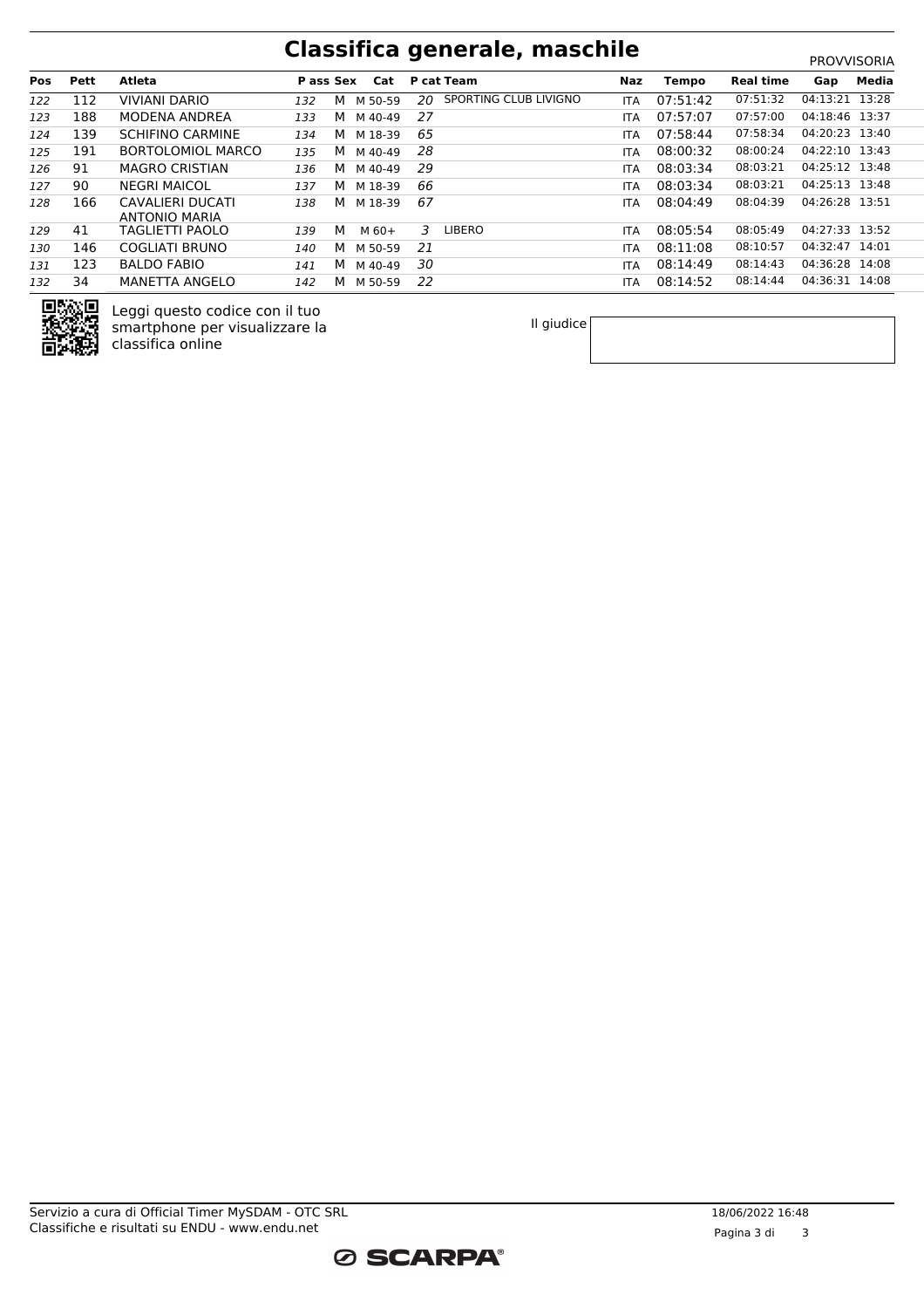# Classifica generale, maschile

PROVVISORIA

| Pos | Pett | Atleta | P ass | Sex | Cat | P cat | Team | Naz | Tempo | Real time | Gap | Media |
|---|---|---|---|---|---|---|---|---|---|---|---|---|
| 122 | 112 | VIVIANI DARIO | 132 | M | M 50-59 | 20 | SPORTING CLUB LIVIGNO | ITA | 07:51:42 | 07:51:32 | 04:13:21 | 13:28 |
| 123 | 188 | MODENA ANDREA | 133 | M | M 40-49 | 27 | | ITA | 07:57:07 | 07:57:00 | 04:18:46 | 13:37 |
| 124 | 139 | SCHIFINO CARMINE | 134 | M | M 18-39 | 65 | | ITA | 07:58:44 | 07:58:34 | 04:20:23 | 13:40 |
| 125 | 191 | BORTOLOMIOL MARCO | 135 | M | M 40-49 | 28 | | ITA | 08:00:32 | 08:00:24 | 04:22:10 | 13:43 |
| 126 | 91 | MAGRO CRISTIAN | 136 | M | M 40-49 | 29 | | ITA | 08:03:34 | 08:03:21 | 04:25:12 | 13:48 |
| 127 | 90 | NEGRI MAICOL | 137 | M | M 18-39 | 66 | | ITA | 08:03:34 | 08:03:21 | 04:25:13 | 13:48 |
| 128 | 166 | CAVALIERI DUCATI ANTONIO MARIA | 138 | M | M 18-39 | 67 | | ITA | 08:04:49 | 08:04:39 | 04:26:28 | 13:51 |
| 129 | 41 | TAGLIETTI PAOLO | 139 | M | M 60+ | 3 | LIBERO | ITA | 08:05:54 | 08:05:49 | 04:27:33 | 13:52 |
| 130 | 146 | COGLIATI BRUNO | 140 | M | M 50-59 | 21 | | ITA | 08:11:08 | 08:10:57 | 04:32:47 | 14:01 |
| 131 | 123 | BALDO FABIO | 141 | M | M 40-49 | 30 | | ITA | 08:14:49 | 08:14:43 | 04:36:28 | 14:08 |
| 132 | 34 | MANETTA ANGELO | 142 | M | M 50-59 | 22 | | ITA | 08:14:52 | 08:14:44 | 04:36:31 | 14:08 |

Leggi questo codice con il tuo smartphone per visualizzare la classifica online

Il giudice

Servizio a cura di Official Timer MySDAM - OTC SRL
Classifiche e risultati su ENDU - www.endu.net

18/06/2022 16:48